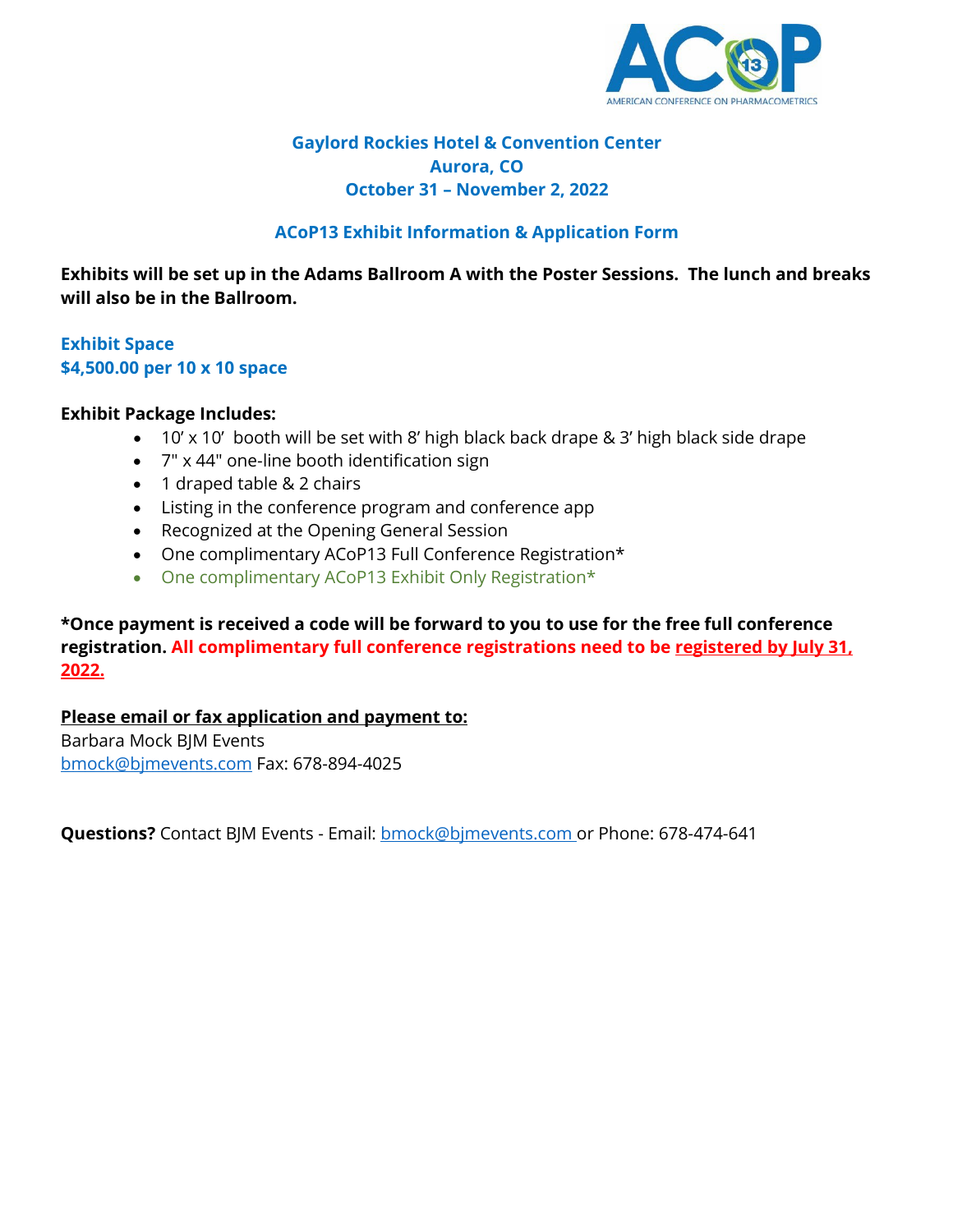ACoP 13
AMERICAN CONFERENCE ON PHARMACOMETRICS

**Gaylord Rockies Hotel & Convention Center**
**Aurora, CO**
**October 31 – November 2, 2022**

## ACoP13 Exhibit Information & Application Form

**Exhibits will be set up in the Adams Ballroom A with the Poster Sessions. The lunch and breaks will also be in the Ballroom.**

### Exhibit Space
### $4,500.00 per 10 x 10 space

**Exhibit Package Includes:**

- 10' x 10' booth will be set with 8' high black back drape & 3' high black side drape
- 7" x 44" one-line booth identification sign
- 1 draped table & 2 chairs
- Listing in the conference program and conference app
- Recognized at the Opening General Session
- One complimentary ACoP13 Full Conference Registration*
- One complimentary ACoP13 Exhibit Only Registration*

**\*Once payment is received a code will be forward to you to use for the free full conference registration. All complimentary full conference registrations need to be <u>registered by July 31, 2022.</u>**

**<u>Please email or fax application and payment to:</u>**
Barbara Mock BJM Events
bmock@bjmevents.com Fax: 678-894-4025

**Questions?** Contact BJM Events - Email: bmock@bjmevents.com or Phone: 678-474-641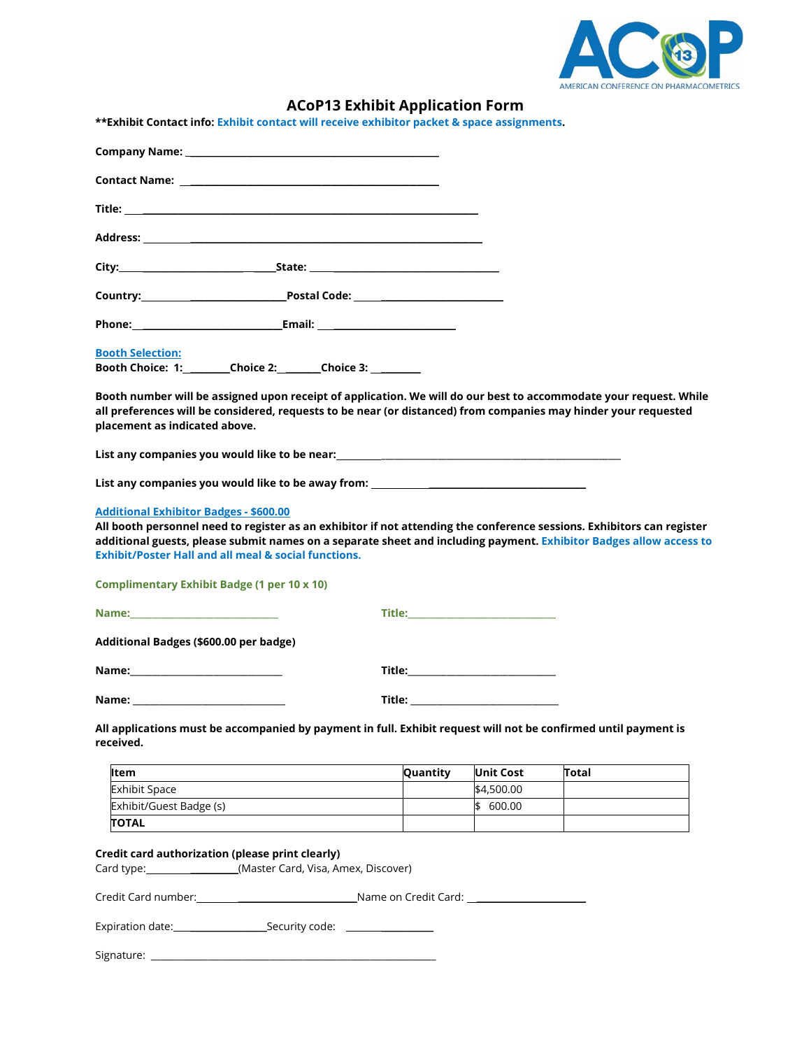# ACoP13 Exhibit Application Form

**Exhibit Contact info: Exhibit contact will receive exhibitor packet & space assignments.**

**Company Name:** ________________________________________________

**Contact Name:** ________________________________________________

**Title:** ______________________________________________________________

**Address:** ________________________________________________________

**City:** ______________________________ **State:** ________________________________

**Country:** ____________________________ **Postal Code:** _________________________

**Phone:** ____________________________ **Email:** _________________________

**Booth Selection:**

**Booth Choice: 1:** ________ **Choice 2:** _______ **Choice 3:** _________

**Booth number will be assigned upon receipt of application. We will do our best to accommodate your request. While all preferences will be considered, requests to be near (or distanced) from companies may hinder your requested placement as indicated above.**

**List any companies you would like to be near:** _____________________________________________________

**List any companies you would like to be away from:** ________________________________________

**Additional Exhibitor Badges - $600.00**

**All booth personnel need to register as an exhibitor if not attending the conference sessions. Exhibitors can register additional guests, please submit names on a separate sheet and including payment. Exhibitor Badges allow access to Exhibit/Poster Hall and all meal & social functions.**

**Complimentary Exhibit Badge (1 per 10 x 10)**

**Name:** ____________________________ **Title:** ____________________________

**Additional Badges ($600.00 per badge)**

**Name:** ____________________________ **Title:** ____________________________

**Name:** ____________________________ **Title:** ____________________________

**All applications must be accompanied by payment in full. Exhibit request will not be confirmed until payment is received.**

| Item | Quantity | Unit Cost | Total |
|---|---|---|---|
| Exhibit Space | | $4,500.00 | |
| Exhibit/Guest Badge (s) | | $ 600.00 | |
| **TOTAL** | | | |

**Credit card authorization (please print clearly)**

Card type: __________________ (Master Card, Visa, Amex, Discover)

Credit Card number: _____________________________ Name on Credit Card: _______________________

Expiration date: ____________________ Security code: ________________

Signature: ___________________________________________________________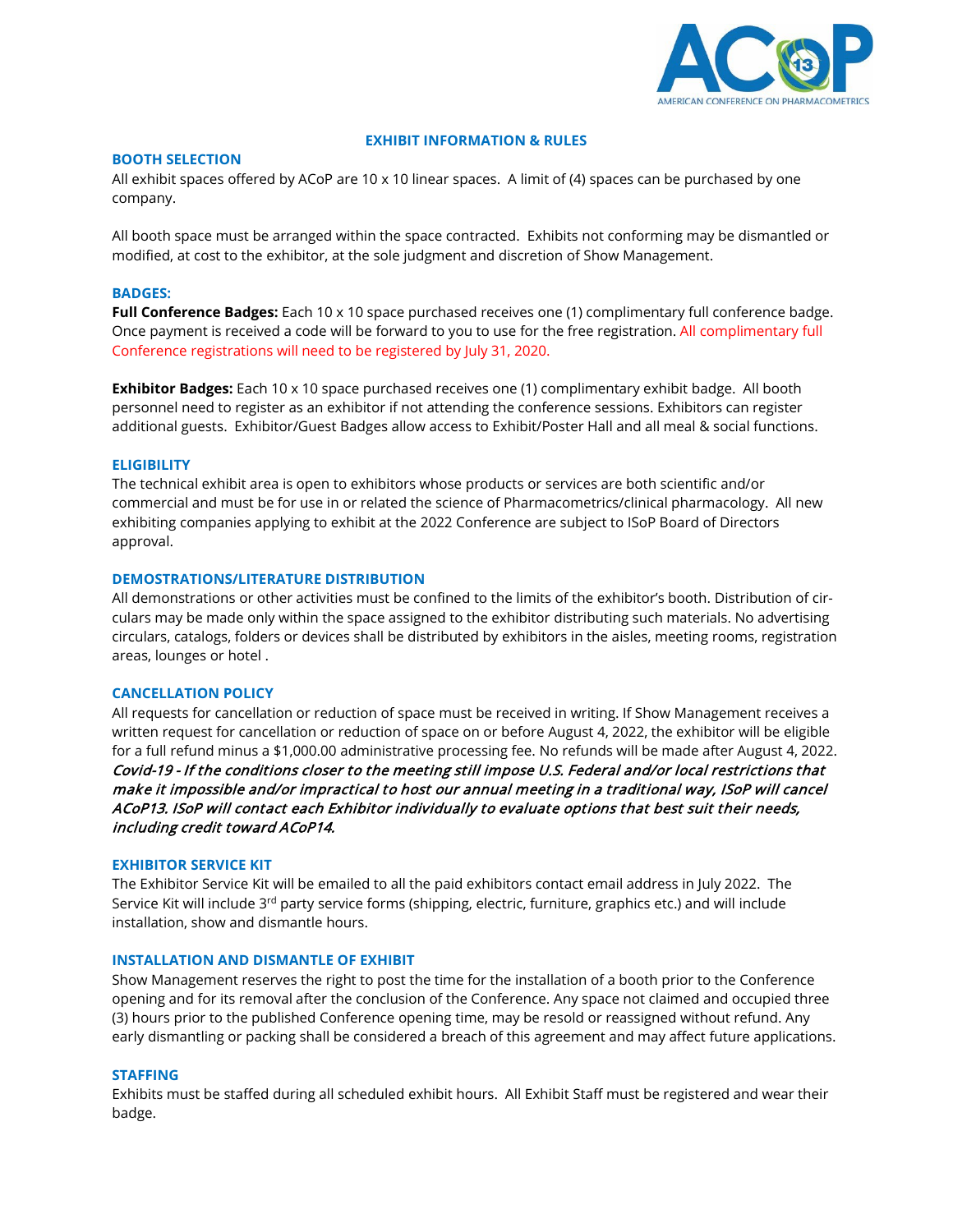## EXHIBIT INFORMATION & RULES

### BOOTH SELECTION

All exhibit spaces offered by ACoP are 10 x 10 linear spaces. A limit of (4) spaces can be purchased by one company.

All booth space must be arranged within the space contracted. Exhibits not conforming may be dismantled or modified, at cost to the exhibitor, at the sole judgment and discretion of Show Management.

### BADGES:

**Full Conference Badges:** Each 10 x 10 space purchased receives one (1) complimentary full conference badge. Once payment is received a code will be forward to you to use for the free registration. All complimentary full Conference registrations will need to be registered by July 31, 2020.

**Exhibitor Badges:** Each 10 x 10 space purchased receives one (1) complimentary exhibit badge. All booth personnel need to register as an exhibitor if not attending the conference sessions. Exhibitors can register additional guests. Exhibitor/Guest Badges allow access to Exhibit/Poster Hall and all meal & social functions.

### ELIGIBILITY

The technical exhibit area is open to exhibitors whose products or services are both scientific and/or commercial and must be for use in or related the science of Pharmacometrics/clinical pharmacology. All new exhibiting companies applying to exhibit at the 2022 Conference are subject to ISoP Board of Directors approval.

### DEMOSTRATIONS/LITERATURE DISTRIBUTION

All demonstrations or other activities must be confined to the limits of the exhibitor's booth. Distribution of circulars may be made only within the space assigned to the exhibitor distributing such materials. No advertising circulars, catalogs, folders or devices shall be distributed by exhibitors in the aisles, meeting rooms, registration areas, lounges or hotel .

### CANCELLATION POLICY

All requests for cancellation or reduction of space must be received in writing. If Show Management receives a written request for cancellation or reduction of space on or before August 4, 2022, the exhibitor will be eligible for a full refund minus a $1,000.00 administrative processing fee. No refunds will be made after August 4, 2022. *Covid-19 - If the conditions closer to the meeting still impose U.S. Federal and/or local restrictions that make it impossible and/or impractical to host our annual meeting in a traditional way, ISoP will cancel ACoP13. ISoP will contact each Exhibitor individually to evaluate options that best suit their needs, including credit toward ACoP14.*

### EXHIBITOR SERVICE KIT

The Exhibitor Service Kit will be emailed to all the paid exhibitors contact email address in July 2022. The Service Kit will include 3rd party service forms (shipping, electric, furniture, graphics etc.) and will include installation, show and dismantle hours.

### INSTALLATION AND DISMANTLE OF EXHIBIT

Show Management reserves the right to post the time for the installation of a booth prior to the Conference opening and for its removal after the conclusion of the Conference. Any space not claimed and occupied three (3) hours prior to the published Conference opening time, may be resold or reassigned without refund. Any early dismantling or packing shall be considered a breach of this agreement and may affect future applications.

### STAFFING

Exhibits must be staffed during all scheduled exhibit hours. All Exhibit Staff must be registered and wear their badge.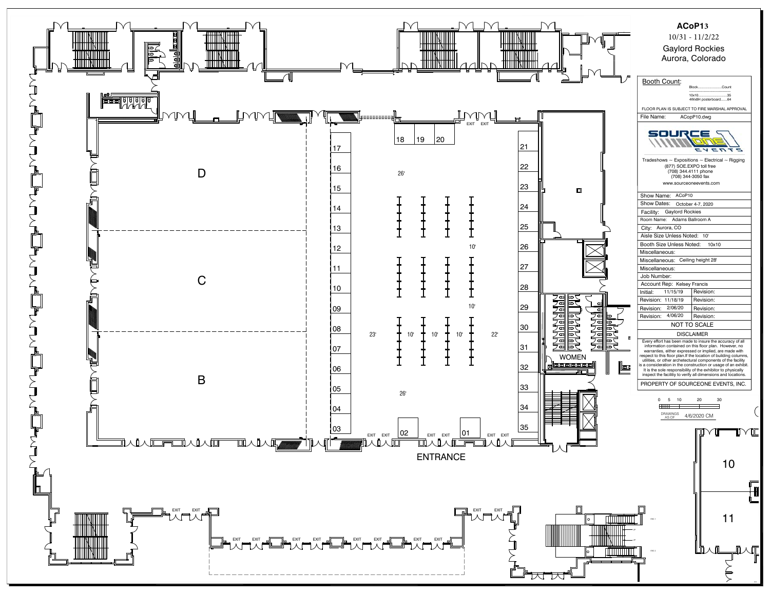# ACoP13

10/31 - 11/2/22

Gaylord Rockies
Aurora, Colorado

**Booth Count:**

Block........................Count

10x10..........................35
4Wx8H posterboard......64

FLOOR PLAN IS SUBJECT TO FIRE MARSHAL APPROVAL

File Name: ACopP10.dwg

SOURCE ONE EVENTS

Tradeshows ~ Expositions ~ Electrical ~ Rigging
(877) SOE.EXPO toll free
(708) 344.4111 phone
(708) 344-3050 fax
www.sourceoneevents.com

| | |
|---|---|
| Show Name: ACoP10 | |
| Show Dates: October 4-7, 2020 | |
| Facility: Gaylord Rockies | |
| Room Name: Adams Ballroom A | |
| City: Aurora, CO | |
| Aisle Size Unless Noted: 10' | |
| Booth Size Unless Noted: 10x10 | |
| Miscellaneous: | |
| Miscellaneous: Ceiling height 28' | |
| Miscellaneous: | |
| Job Number: | |
| Account Rep: Kelsey Francis | |
| Initial: 11/15/19 | Revision: |
| Revision: 11/18/19 | Revision: |
| Revision: 2/06/20 | Revision: |
| Revision: 4/06/20 | Revision: |

NOT TO SCALE

DISCLAIMER

Every effort has been made to insure the accuracy of all information contained on this floor plan. However, no warranties, either expressed or implied, are made with respect to this floor plan. If the location of building columns, utilities, or other architectural components of the facility is a consideration in the construction or usage of an exhibit. It is the sole responsibility of the exhibitor to physically inspect the facility to verify all dimensions and locations.

PROPERTY OF SOURCEONE EVENTS, INC.

0 5 10 20 30

DRAWINGS AS OF 4/6/2020 CM

D

C

B

01 02 03 04 05 06 07 08 09 10 11 12 13 14 15 16 17 18 19 20 21 22 23 24 25 26 27 28 29 30 31 32 33 34 35

26'

10'

10'

23' 10' 10' 10' 22'

26'

EXIT EXIT

ENTRANCE

WOMEN

10

11